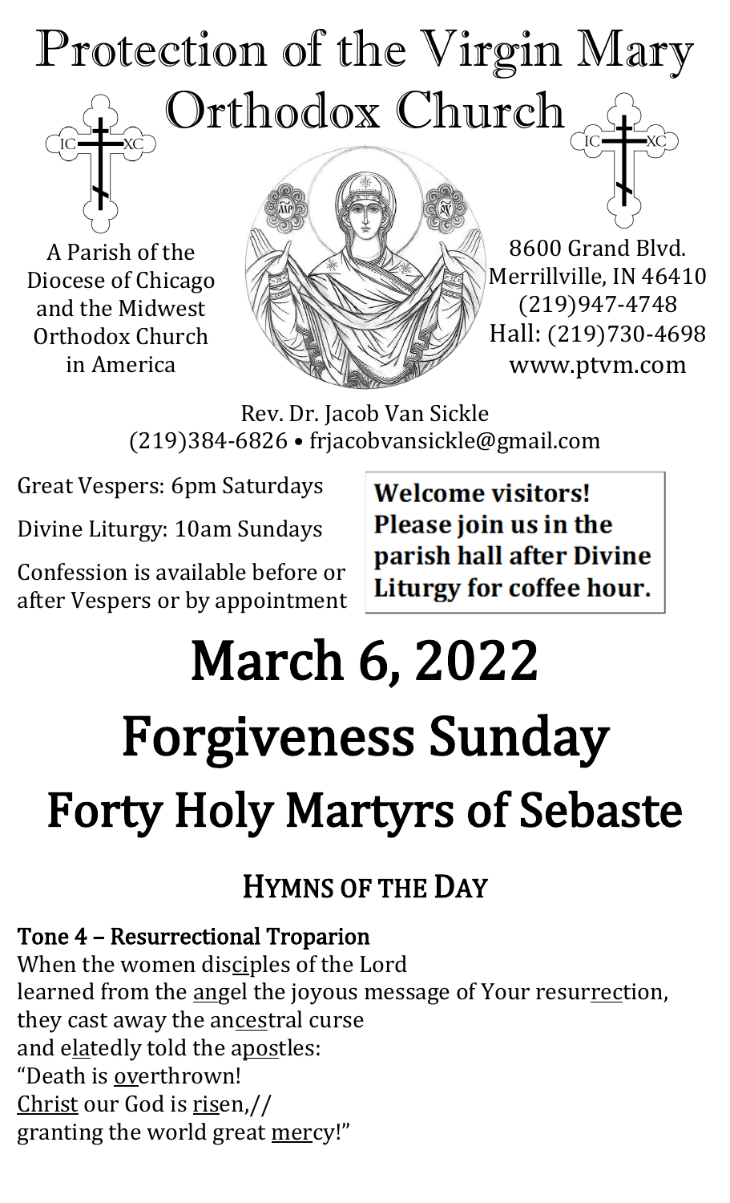# Protection of the Virgin Mary Orthodox Church

A Parish of the Diocese of Chicago and the Midwest Orthodox Church in America

8600 Grand Blvd.
Merrillville, IN 46410
(219)947-4748
Hall: (219)730-4698
www.ptvm.com

Rev. Dr. Jacob Van Sickle
(219)384-6826 • frjacobvansickle@gmail.com

Great Vespers: 6pm Saturdays

Divine Liturgy: 10am Sundays

Confession is available before or after Vespers or by appointment

**Welcome visitors! Please join us in the parish hall after Divine Liturgy for coffee hour.**

# March 6, 2022

# Forgiveness Sunday

# Forty Holy Martyrs of Sebaste

## HYMNS OF THE DAY

**Tone 4 – Resurrectional Troparion**

When the women disciples of the Lord
learned from the angel the joyous message of Your resurrection,
they cast away the ancestral curse
and elatedly told the apostles:
"Death is overthrown!
Christ our God is risen,//
granting the world great mercy!"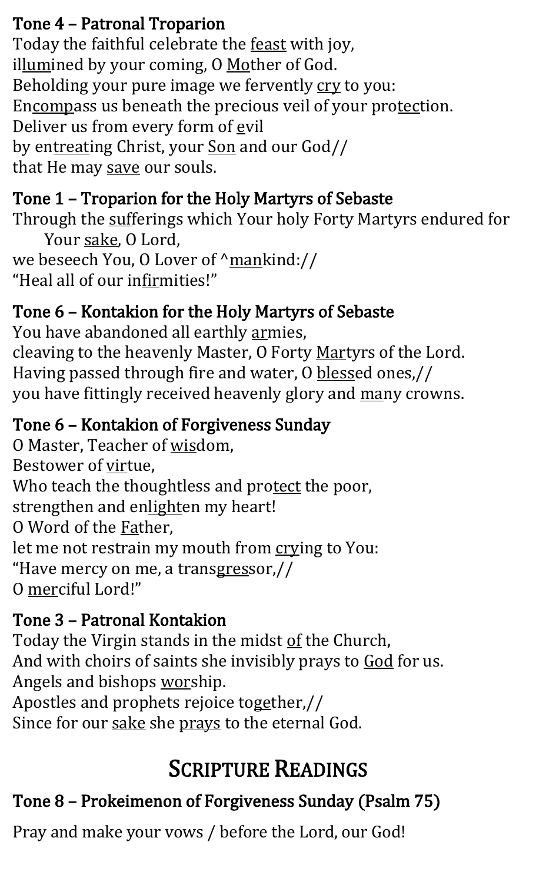### Tone 4 – Patronal Troparion

Today the faithful celebrate the feast with joy,
illumined by your coming, O Mother of God.
Beholding your pure image we fervently cry to you:
Encompass us beneath the precious veil of your protection.
Deliver us from every form of evil
by entreating Christ, your Son and our God//
that He may save our souls.

### Tone 1 – Troparion for the Holy Martyrs of Sebaste

Through the sufferings which Your holy Forty Martyrs endured for Your sake, O Lord,
we beseech You, O Lover of ^mankind://
"Heal all of our infirmities!"

### Tone 6 – Kontakion for the Holy Martyrs of Sebaste

You have abandoned all earthly armies,
cleaving to the heavenly Master, O Forty Martyrs of the Lord.
Having passed through fire and water, O blessed ones,//
you have fittingly received heavenly glory and many crowns.

### Tone 6 – Kontakion of Forgiveness Sunday

O Master, Teacher of wisdom,
Bestower of virtue,
Who teach the thoughtless and protect the poor,
strengthen and enlighten my heart!
O Word of the Father,
let me not restrain my mouth from crying to You:
"Have mercy on me, a transgressor,//
O merciful Lord!"

### Tone 3 – Patronal Kontakion

Today the Virgin stands in the midst of the Church,
And with choirs of saints she invisibly prays to God for us.
Angels and bishops worship.
Apostles and prophets rejoice together,//
Since for our sake she prays to the eternal God.

## Scripture Readings

### Tone 8 – Prokeimenon of Forgiveness Sunday (Psalm 75)

Pray and make your vows / before the Lord, our God!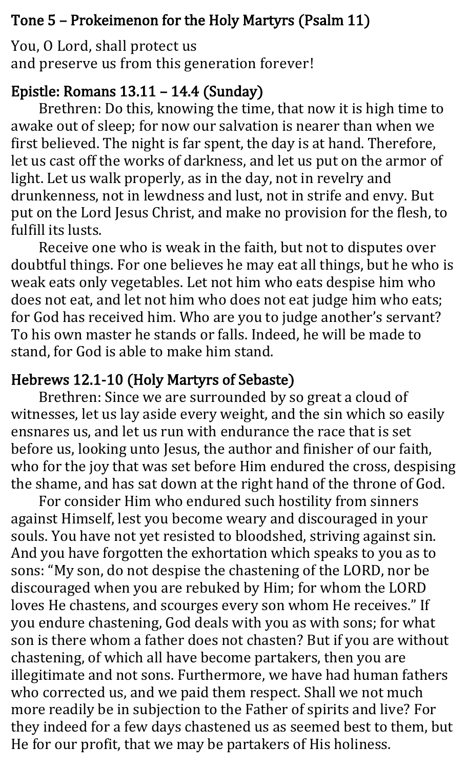## Tone 5 – Prokeimenon for the Holy Martyrs (Psalm 11)

You, O Lord, shall protect us
and preserve us from this generation forever!

## Epistle: Romans 13.11 – 14.4 (Sunday)

Brethren: Do this, knowing the time, that now it is high time to awake out of sleep; for now our salvation is nearer than when we first believed. The night is far spent, the day is at hand. Therefore, let us cast off the works of darkness, and let us put on the armor of light. Let us walk properly, as in the day, not in revelry and drunkenness, not in lewdness and lust, not in strife and envy. But put on the Lord Jesus Christ, and make no provision for the flesh, to fulfill its lusts.

Receive one who is weak in the faith, but not to disputes over doubtful things. For one believes he may eat all things, but he who is weak eats only vegetables. Let not him who eats despise him who does not eat, and let not him who does not eat judge him who eats; for God has received him. Who are you to judge another's servant? To his own master he stands or falls. Indeed, he will be made to stand, for God is able to make him stand.

## Hebrews 12.1-10 (Holy Martyrs of Sebaste)

Brethren: Since we are surrounded by so great a cloud of witnesses, let us lay aside every weight, and the sin which so easily ensnares us, and let us run with endurance the race that is set before us, looking unto Jesus, the author and finisher of our faith, who for the joy that was set before Him endured the cross, despising the shame, and has sat down at the right hand of the throne of God.

For consider Him who endured such hostility from sinners against Himself, lest you become weary and discouraged in your souls. You have not yet resisted to bloodshed, striving against sin. And you have forgotten the exhortation which speaks to you as to sons: "My son, do not despise the chastening of the LORD, nor be discouraged when you are rebuked by Him; for whom the LORD loves He chastens, and scourges every son whom He receives." If you endure chastening, God deals with you as with sons; for what son is there whom a father does not chasten? But if you are without chastening, of which all have become partakers, then you are illegitimate and not sons. Furthermore, we have had human fathers who corrected us, and we paid them respect. Shall we not much more readily be in subjection to the Father of spirits and live? For they indeed for a few days chastened us as seemed best to them, but He for our profit, that we may be partakers of His holiness.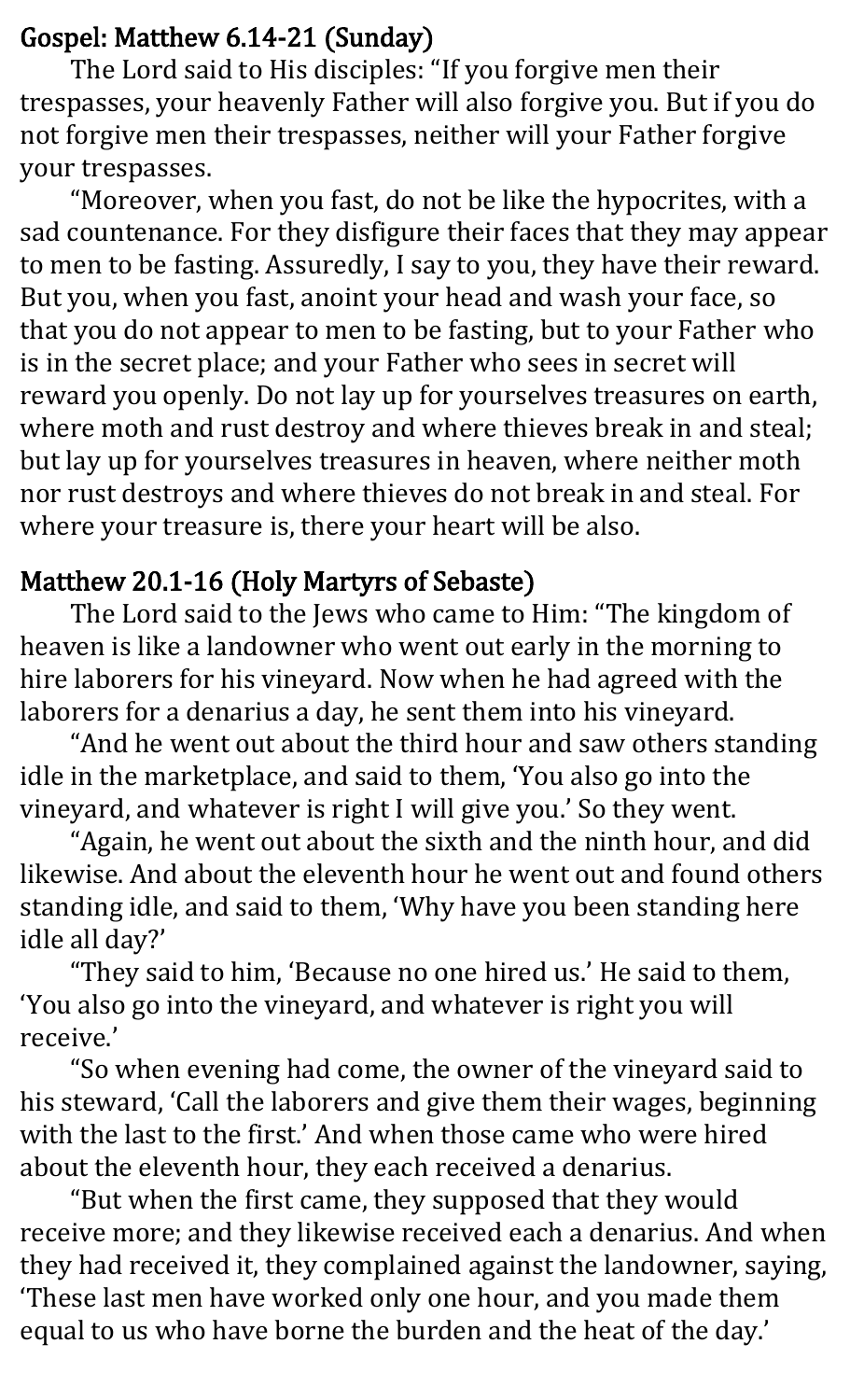## Gospel: Matthew 6.14-21 (Sunday)

The Lord said to His disciples: "If you forgive men their trespasses, your heavenly Father will also forgive you. But if you do not forgive men their trespasses, neither will your Father forgive your trespasses.

"Moreover, when you fast, do not be like the hypocrites, with a sad countenance. For they disfigure their faces that they may appear to men to be fasting. Assuredly, I say to you, they have their reward. But you, when you fast, anoint your head and wash your face, so that you do not appear to men to be fasting, but to your Father who is in the secret place; and your Father who sees in secret will reward you openly. Do not lay up for yourselves treasures on earth, where moth and rust destroy and where thieves break in and steal; but lay up for yourselves treasures in heaven, where neither moth nor rust destroys and where thieves do not break in and steal. For where your treasure is, there your heart will be also.

## Matthew 20.1-16 (Holy Martyrs of Sebaste)

The Lord said to the Jews who came to Him: "The kingdom of heaven is like a landowner who went out early in the morning to hire laborers for his vineyard. Now when he had agreed with the laborers for a denarius a day, he sent them into his vineyard.

"And he went out about the third hour and saw others standing idle in the marketplace, and said to them, 'You also go into the vineyard, and whatever is right I will give you.' So they went.

"Again, he went out about the sixth and the ninth hour, and did likewise. And about the eleventh hour he went out and found others standing idle, and said to them, 'Why have you been standing here idle all day?'

"They said to him, 'Because no one hired us.' He said to them, 'You also go into the vineyard, and whatever is right you will receive.'

"So when evening had come, the owner of the vineyard said to his steward, 'Call the laborers and give them their wages, beginning with the last to the first.' And when those came who were hired about the eleventh hour, they each received a denarius.

"But when the first came, they supposed that they would receive more; and they likewise received each a denarius. And when they had received it, they complained against the landowner, saying, 'These last men have worked only one hour, and you made them equal to us who have borne the burden and the heat of the day.'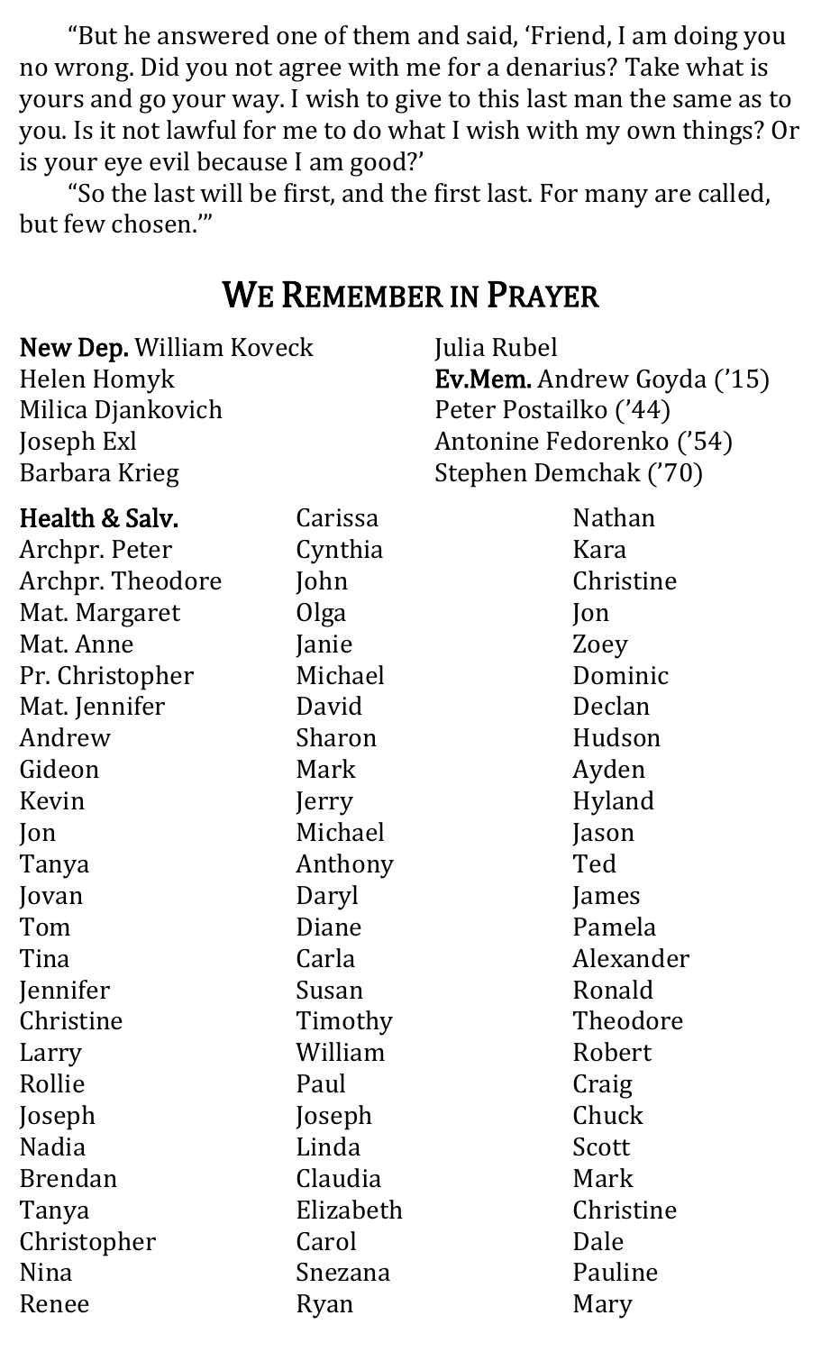"But he answered one of them and said, 'Friend, I am doing you no wrong. Did you not agree with me for a denarius? Take what is yours and go your way. I wish to give to this last man the same as to you. Is it not lawful for me to do what I wish with my own things? Or is your eye evil because I am good?'

"So the last will be first, and the first last. For many are called, but few chosen.'"

## WE REMEMBER IN PRAYER

**New Dep.** William Koveck
Helen Homyk
Milica Djankovich
Joseph Exl
Barbara Krieg
Julia Rubel

**Ev.Mem.** Andrew Goyda ('15)
Peter Postailko ('44)
Antonine Fedorenko ('54)
Stephen Demchak ('70)

**Health & Salv.**
Archpr. Peter
Archpr. Theodore
Mat. Margaret
Mat. Anne
Pr. Christopher
Mat. Jennifer
Andrew
Gideon
Kevin
Jon
Tanya
Jovan
Tom
Tina
Jennifer
Christine
Larry
Rollie
Joseph
Nadia
Brendan
Tanya
Christopher
Nina
Renee
Carissa
Cynthia
John
Olga
Janie
Michael
David
Sharon
Mark
Jerry
Michael
Anthony
Daryl
Diane
Carla
Susan
Timothy
William
Paul
Joseph
Linda
Claudia
Elizabeth
Carol
Snezana
Ryan
Nathan
Kara
Christine
Jon
Zoey
Dominic
Declan
Hudson
Ayden
Hyland
Jason
Ted
James
Pamela
Alexander
Ronald
Theodore
Robert
Craig
Chuck
Scott
Mark
Christine
Dale
Pauline
Mary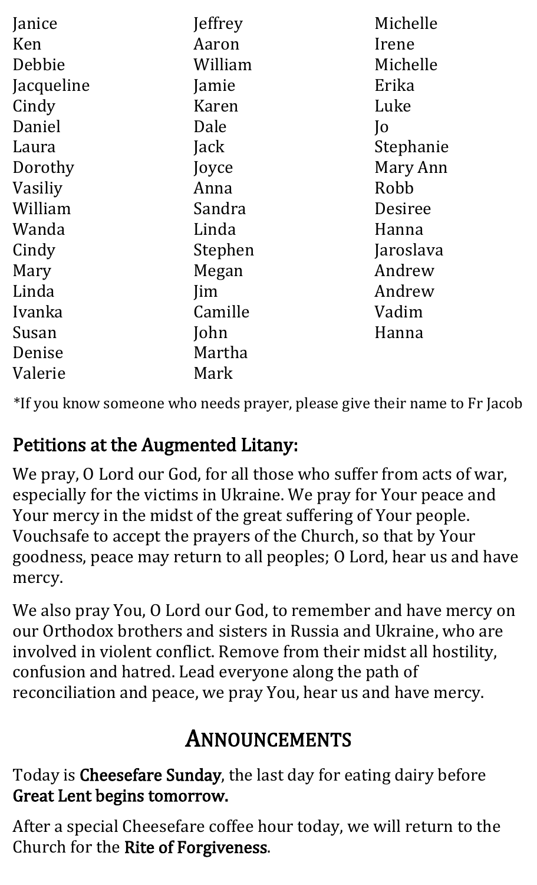Janice
Ken
Debbie
Jacqueline
Cindy
Daniel
Laura
Dorothy
Vasiliy
William
Wanda
Cindy
Mary
Linda
Ivanka
Susan
Denise
Valerie
Jeffrey
Aaron
William
Jamie
Karen
Dale
Jack
Joyce
Anna
Sandra
Linda
Stephen
Megan
Jim
Camille
John
Martha
Mark
Michelle
Irene
Michelle
Erika
Luke
Jo
Stephanie
Mary Ann
Robb
Desiree
Hanna
Jaroslava
Andrew
Andrew
Vadim
Hanna

*If you know someone who needs prayer, please give their name to Fr Jacob

## Petitions at the Augmented Litany:

We pray, O Lord our God, for all those who suffer from acts of war, especially for the victims in Ukraine. We pray for Your peace and Your mercy in the midst of the great suffering of Your people. Vouchsafe to accept the prayers of the Church, so that by Your goodness, peace may return to all peoples; O Lord, hear us and have mercy.

We also pray You, O Lord our God, to remember and have mercy on our Orthodox brothers and sisters in Russia and Ukraine, who are involved in violent conflict. Remove from their midst all hostility, confusion and hatred. Lead everyone along the path of reconciliation and peace, we pray You, hear us and have mercy.

# Announcements

Today is **Cheesefare Sunday**, the last day for eating dairy before **Great Lent begins tomorrow.**

After a special Cheesefare coffee hour today, we will return to the Church for the **Rite of Forgiveness**.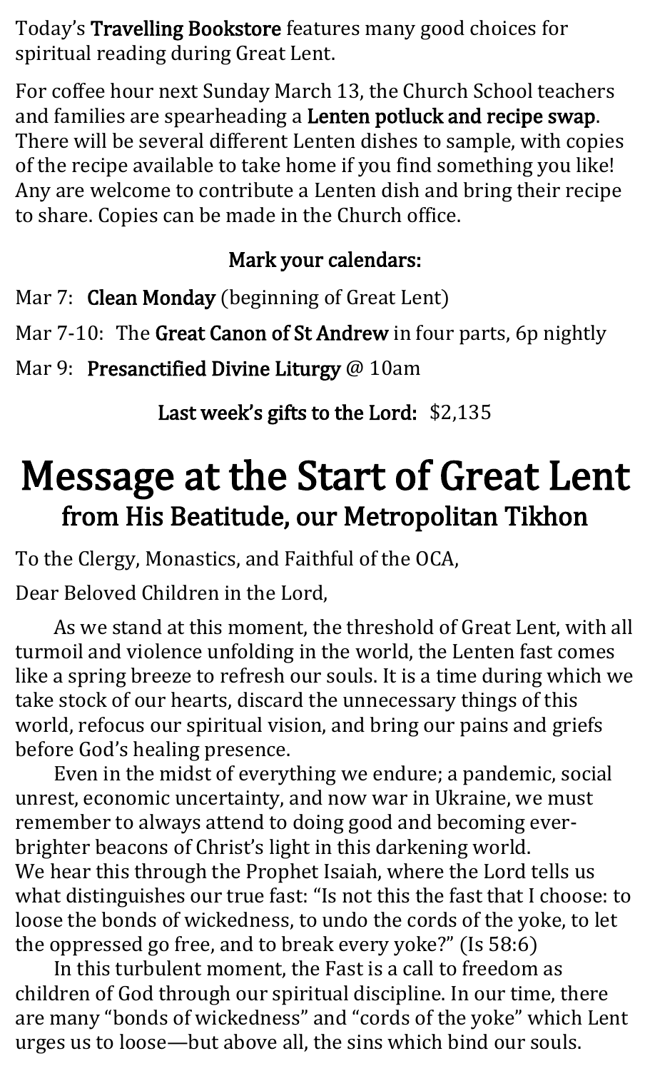Today's **Travelling Bookstore** features many good choices for spiritual reading during Great Lent.

For coffee hour next Sunday March 13, the Church School teachers and families are spearheading a **Lenten potluck and recipe swap**. There will be several different Lenten dishes to sample, with copies of the recipe available to take home if you find something you like! Any are welcome to contribute a Lenten dish and bring their recipe to share. Copies can be made in the Church office.

**Mark your calendars:**

Mar 7: **Clean Monday** (beginning of Great Lent)

Mar 7-10: The **Great Canon of St Andrew** in four parts, 6p nightly

Mar 9: **Presanctified Divine Liturgy** @ 10am

**Last week's gifts to the Lord:** $2,135

# Message at the Start of Great Lent

## from His Beatitude, our Metropolitan Tikhon

To the Clergy, Monastics, and Faithful of the OCA,

Dear Beloved Children in the Lord,

As we stand at this moment, the threshold of Great Lent, with all turmoil and violence unfolding in the world, the Lenten fast comes like a spring breeze to refresh our souls. It is a time during which we take stock of our hearts, discard the unnecessary things of this world, refocus our spiritual vision, and bring our pains and griefs before God's healing presence.

Even in the midst of everything we endure; a pandemic, social unrest, economic uncertainty, and now war in Ukraine, we must remember to always attend to doing good and becoming ever-brighter beacons of Christ's light in this darkening world.
We hear this through the Prophet Isaiah, where the Lord tells us what distinguishes our true fast: "Is not this the fast that I choose: to loose the bonds of wickedness, to undo the cords of the yoke, to let the oppressed go free, and to break every yoke?" (Is 58:6)

In this turbulent moment, the Fast is a call to freedom as children of God through our spiritual discipline. In our time, there are many "bonds of wickedness" and "cords of the yoke" which Lent urges us to loose—but above all, the sins which bind our souls.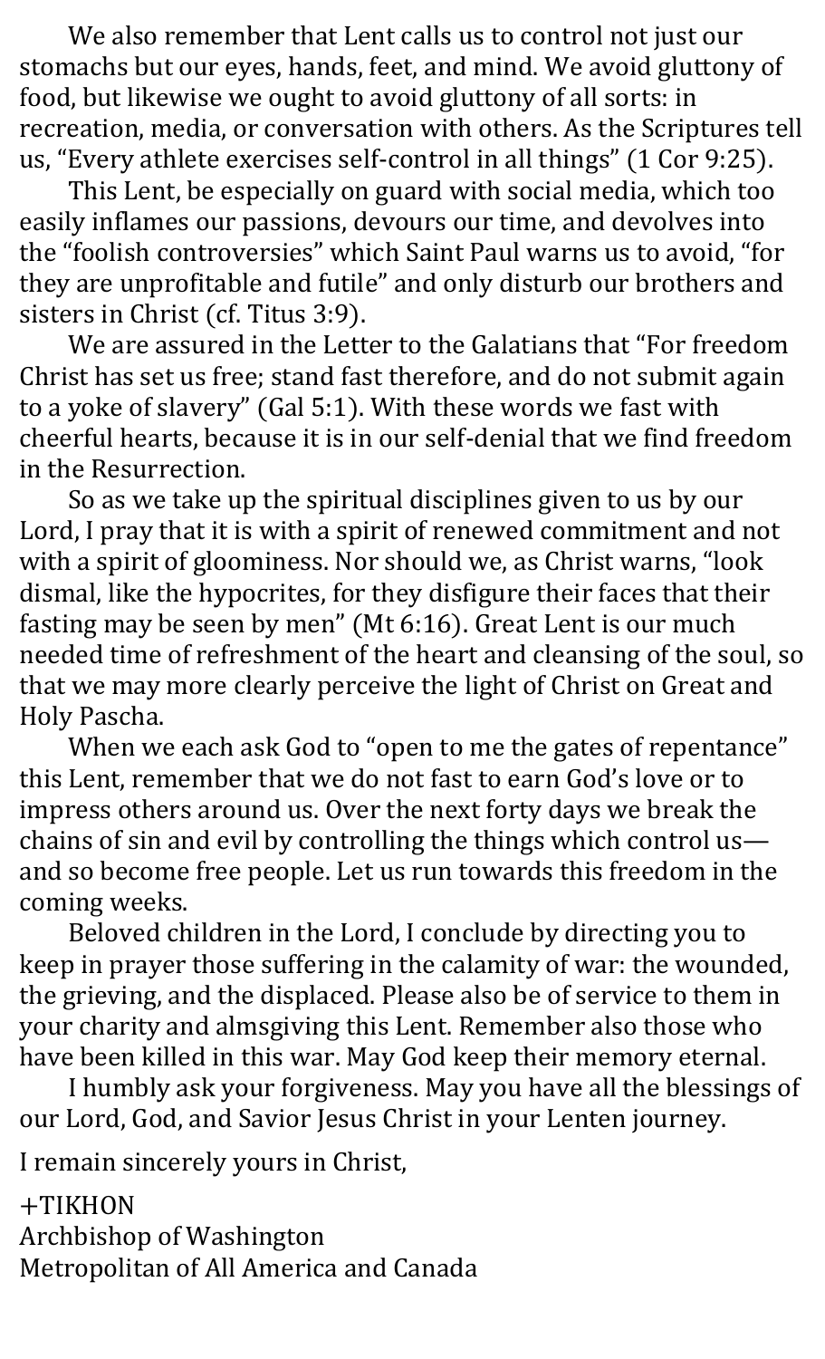We also remember that Lent calls us to control not just our stomachs but our eyes, hands, feet, and mind. We avoid gluttony of food, but likewise we ought to avoid gluttony of all sorts: in recreation, media, or conversation with others. As the Scriptures tell us, "Every athlete exercises self-control in all things" (1 Cor 9:25).

This Lent, be especially on guard with social media, which too easily inflames our passions, devours our time, and devolves into the "foolish controversies" which Saint Paul warns us to avoid, "for they are unprofitable and futile" and only disturb our brothers and sisters in Christ (cf. Titus 3:9).

We are assured in the Letter to the Galatians that "For freedom Christ has set us free; stand fast therefore, and do not submit again to a yoke of slavery" (Gal 5:1). With these words we fast with cheerful hearts, because it is in our self-denial that we find freedom in the Resurrection.

So as we take up the spiritual disciplines given to us by our Lord, I pray that it is with a spirit of renewed commitment and not with a spirit of gloominess. Nor should we, as Christ warns, "look dismal, like the hypocrites, for they disfigure their faces that their fasting may be seen by men" (Mt 6:16). Great Lent is our much needed time of refreshment of the heart and cleansing of the soul, so that we may more clearly perceive the light of Christ on Great and Holy Pascha.

When we each ask God to "open to me the gates of repentance" this Lent, remember that we do not fast to earn God's love or to impress others around us. Over the next forty days we break the chains of sin and evil by controlling the things which control us—and so become free people. Let us run towards this freedom in the coming weeks.

Beloved children in the Lord, I conclude by directing you to keep in prayer those suffering in the calamity of war: the wounded, the grieving, and the displaced. Please also be of service to them in your charity and almsgiving this Lent. Remember also those who have been killed in this war. May God keep their memory eternal.

I humbly ask your forgiveness. May you have all the blessings of our Lord, God, and Savior Jesus Christ in your Lenten journey.

I remain sincerely yours in Christ,

+TIKHON
Archbishop of Washington
Metropolitan of All America and Canada